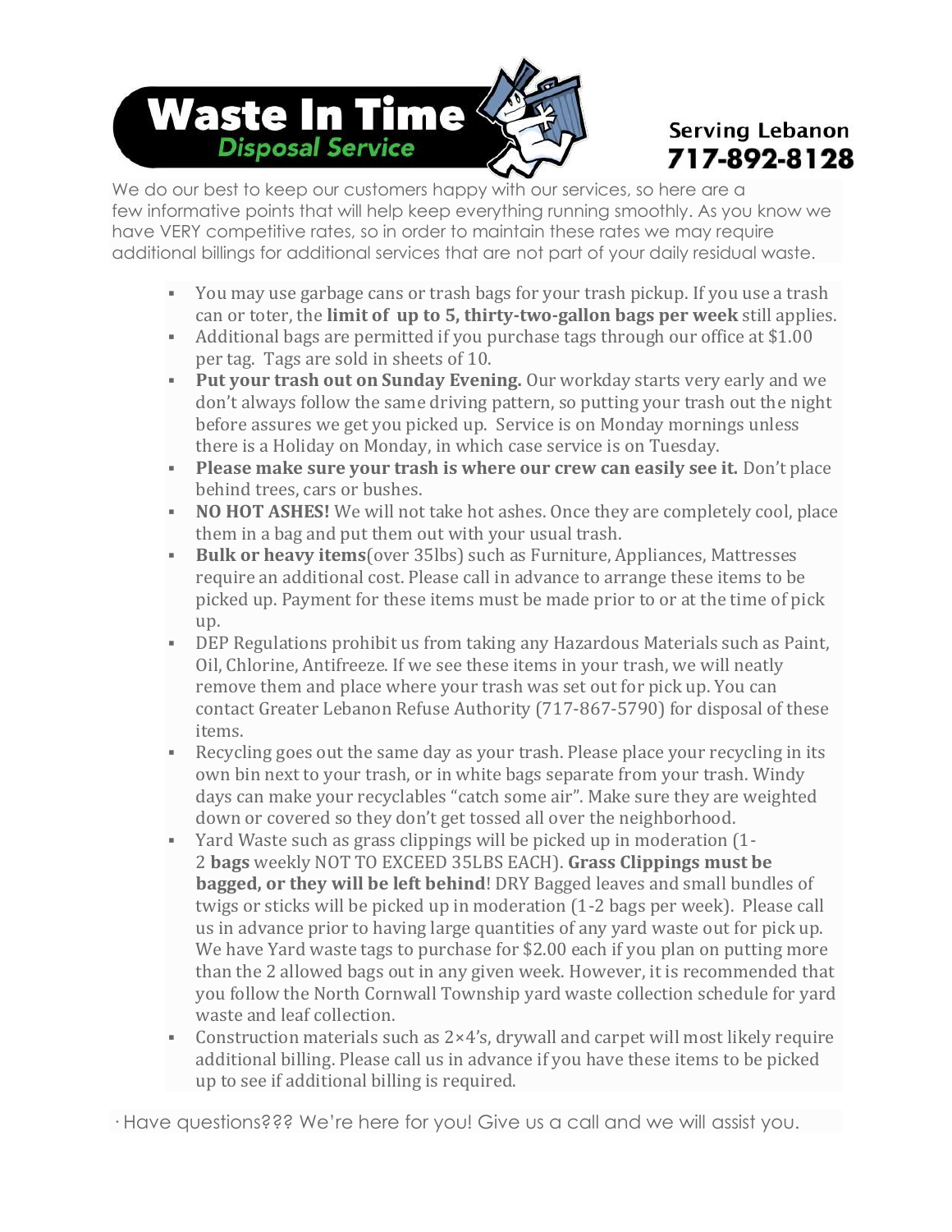# Waste In Time
## Disposal Service

**Serving Lebanon**
**717-892-8128**

We do our best to keep our customers happy with our services, so here are a few informative points that will help keep everything running smoothly. As you know we have VERY competitive rates, so in order to maintain these rates we may require additional billings for additional services that are not part of your daily residual waste.

- You may use garbage cans or trash bags for your trash pickup. If you use a trash can or toter, the **limit of up to 5, thirty-two-gallon bags per week** still applies.
- Additional bags are permitted if you purchase tags through our office at $1.00 per tag. Tags are sold in sheets of 10.
- **Put your trash out on Sunday Evening.** Our workday starts very early and we don't always follow the same driving pattern, so putting your trash out the night before assures we get you picked up. Service is on Monday mornings unless there is a Holiday on Monday, in which case service is on Tuesday.
- **Please make sure your trash is where our crew can easily see it.** Don't place behind trees, cars or bushes.
- **NO HOT ASHES!** We will not take hot ashes. Once they are completely cool, place them in a bag and put them out with your usual trash.
- **Bulk or heavy items**(over 35lbs) such as Furniture, Appliances, Mattresses require an additional cost. Please call in advance to arrange these items to be picked up. Payment for these items must be made prior to or at the time of pick up.
- DEP Regulations prohibit us from taking any Hazardous Materials such as Paint, Oil, Chlorine, Antifreeze. If we see these items in your trash, we will neatly remove them and place where your trash was set out for pick up. You can contact Greater Lebanon Refuse Authority (717-867-5790) for disposal of these items.
- Recycling goes out the same day as your trash. Please place your recycling in its own bin next to your trash, or in white bags separate from your trash. Windy days can make your recyclables "catch some air". Make sure they are weighted down or covered so they don't get tossed all over the neighborhood.
- Yard Waste such as grass clippings will be picked up in moderation (1-2 **bags** weekly NOT TO EXCEED 35LBS EACH). **Grass Clippings must be bagged, or they will be left behind**! DRY Bagged leaves and small bundles of twigs or sticks will be picked up in moderation (1-2 bags per week). Please call us in advance prior to having large quantities of any yard waste out for pick up. We have Yard waste tags to purchase for $2.00 each if you plan on putting more than the 2 allowed bags out in any given week. However, it is recommended that you follow the North Cornwall Township yard waste collection schedule for yard waste and leaf collection.
- Construction materials such as 2×4's, drywall and carpet will most likely require additional billing. Please call us in advance if you have these items to be picked up to see if additional billing is required.

· Have questions??? We're here for you! Give us a call and we will assist you.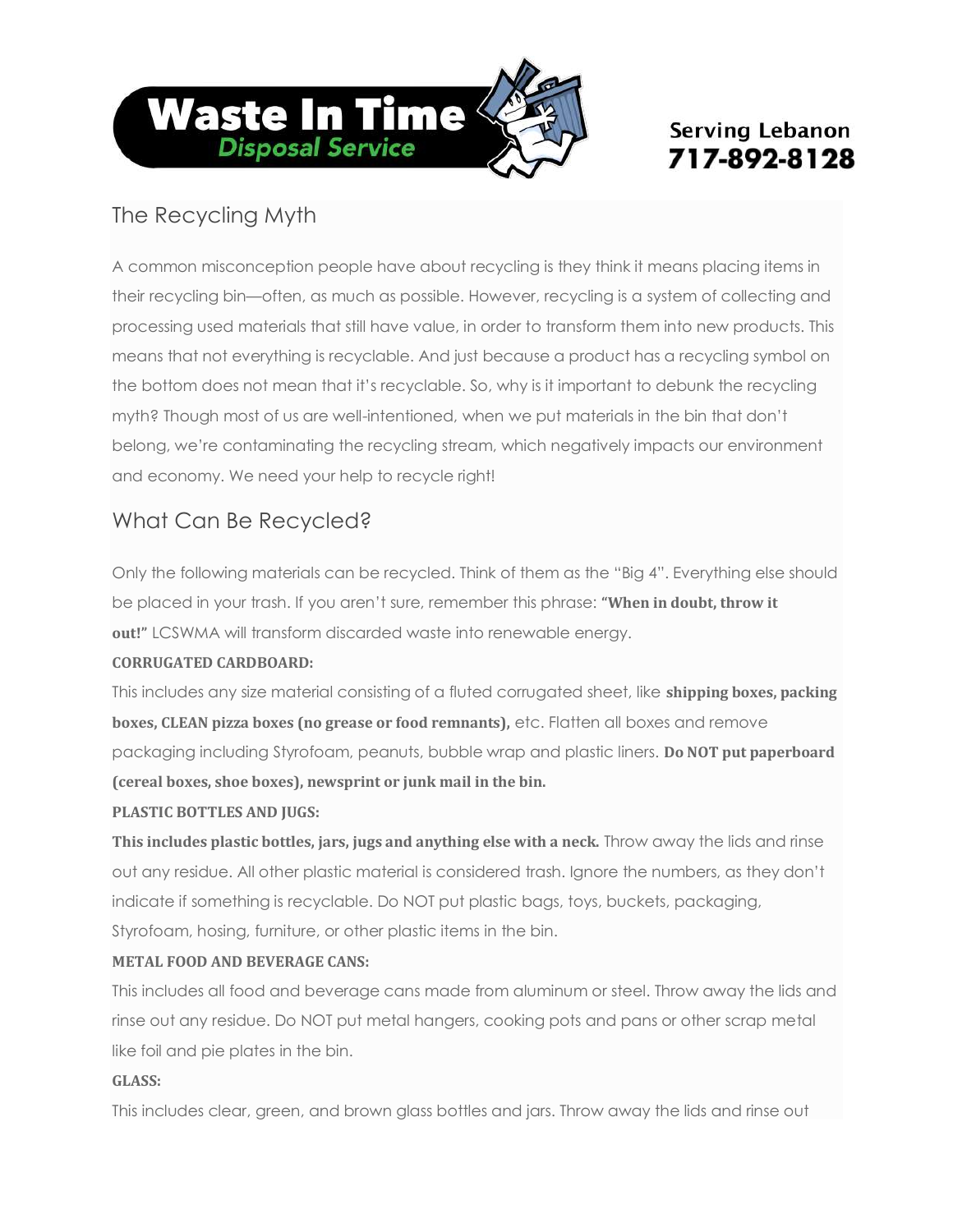# Waste In Time Disposal Service

Serving Lebanon
717-892-8128

## The Recycling Myth

A common misconception people have about recycling is they think it means placing items in their recycling bin—often, as much as possible. However, recycling is a system of collecting and processing used materials that still have value, in order to transform them into new products. This means that not everything is recyclable. And just because a product has a recycling symbol on the bottom does not mean that it's recyclable. So, why is it important to debunk the recycling myth? Though most of us are well-intentioned, when we put materials in the bin that don't belong, we're contaminating the recycling stream, which negatively impacts our environment and economy. We need your help to recycle right!

## What Can Be Recycled?

Only the following materials can be recycled. Think of them as the "Big 4". Everything else should be placed in your trash. If you aren't sure, remember this phrase: **"When in doubt, throw it out!"** LCSWMA will transform discarded waste into renewable energy.

**CORRUGATED CARDBOARD:**

This includes any size material consisting of a fluted corrugated sheet, like **shipping boxes, packing boxes, CLEAN pizza boxes (no grease or food remnants),** etc. Flatten all boxes and remove packaging including Styrofoam, peanuts, bubble wrap and plastic liners. **Do NOT put paperboard (cereal boxes, shoe boxes), newsprint or junk mail in the bin.**

**PLASTIC BOTTLES AND JUGS:**

**This includes plastic bottles, jars, jugs and anything else with a neck.** Throw away the lids and rinse out any residue. All other plastic material is considered trash. Ignore the numbers, as they don't indicate if something is recyclable. Do NOT put plastic bags, toys, buckets, packaging, Styrofoam, hosing, furniture, or other plastic items in the bin.

**METAL FOOD AND BEVERAGE CANS:**

This includes all food and beverage cans made from aluminum or steel. Throw away the lids and rinse out any residue. Do NOT put metal hangers, cooking pots and pans or other scrap metal like foil and pie plates in the bin.

**GLASS:**

This includes clear, green, and brown glass bottles and jars. Throw away the lids and rinse out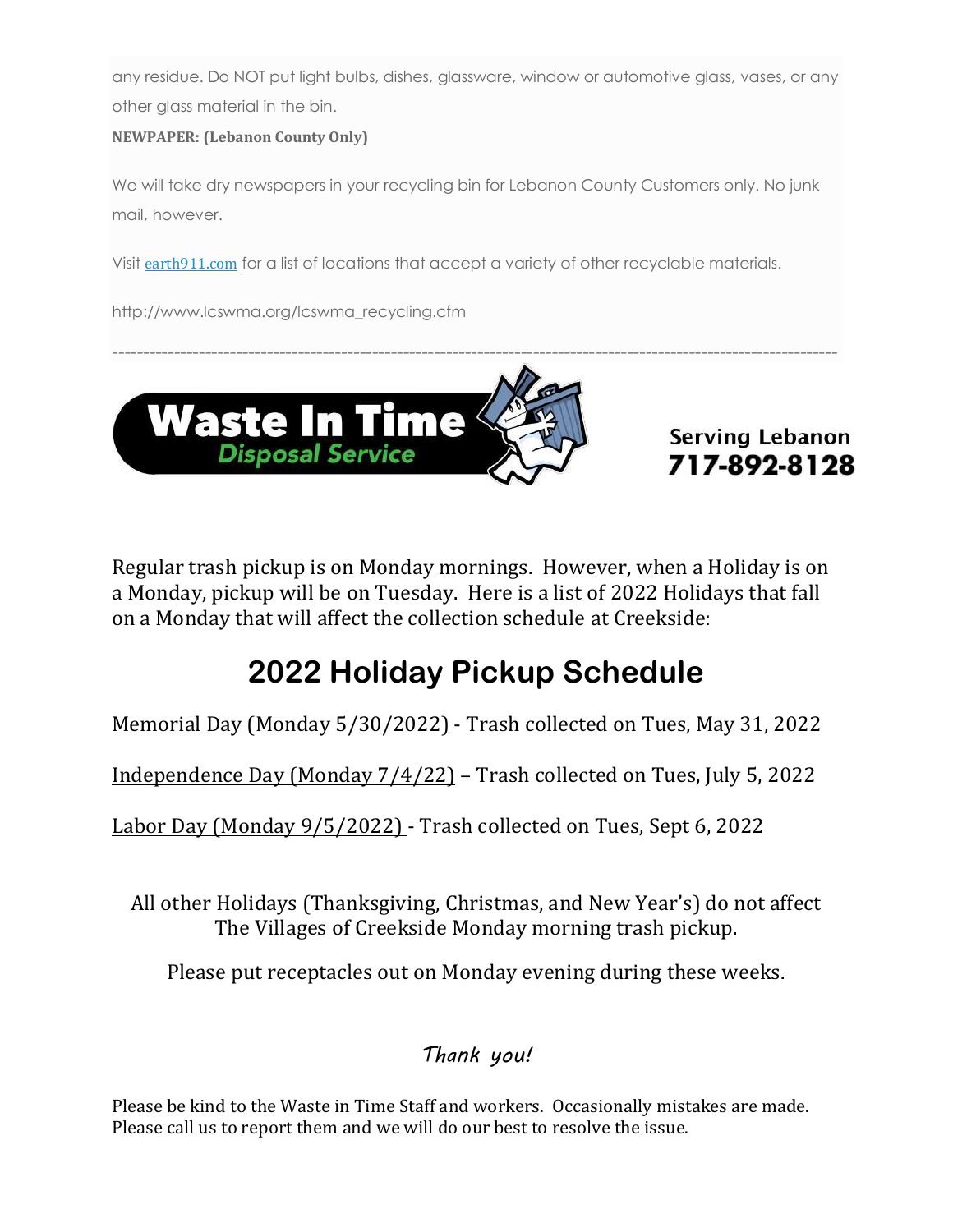any residue. Do NOT put light bulbs, dishes, glassware, window or automotive glass, vases, or any other glass material in the bin.

**NEWPAPER: (Lebanon County Only)**

We will take dry newspapers in your recycling bin for Lebanon County Customers only. No junk mail, however.

Visit earth911.com for a list of locations that accept a variety of other recyclable materials.

http://www.lcswma.org/lcswma_recycling.cfm

---

**Waste In Time**
*Disposal Service*

**Serving Lebanon**
**717-892-8128**

Regular trash pickup is on Monday mornings. However, when a Holiday is on a Monday, pickup will be on Tuesday. Here is a list of 2022 Holidays that fall on a Monday that will affect the collection schedule at Creekside:

## 2022 Holiday Pickup Schedule

Memorial Day (Monday 5/30/2022) - Trash collected on Tues, May 31, 2022

Independence Day (Monday 7/4/22) – Trash collected on Tues, July 5, 2022

Labor Day (Monday 9/5/2022) - Trash collected on Tues, Sept 6, 2022

All other Holidays (Thanksgiving, Christmas, and New Year's) do not affect The Villages of Creekside Monday morning trash pickup.

Please put receptacles out on Monday evening during these weeks.

*Thank you!*

Please be kind to the Waste in Time Staff and workers. Occasionally mistakes are made. Please call us to report them and we will do our best to resolve the issue.